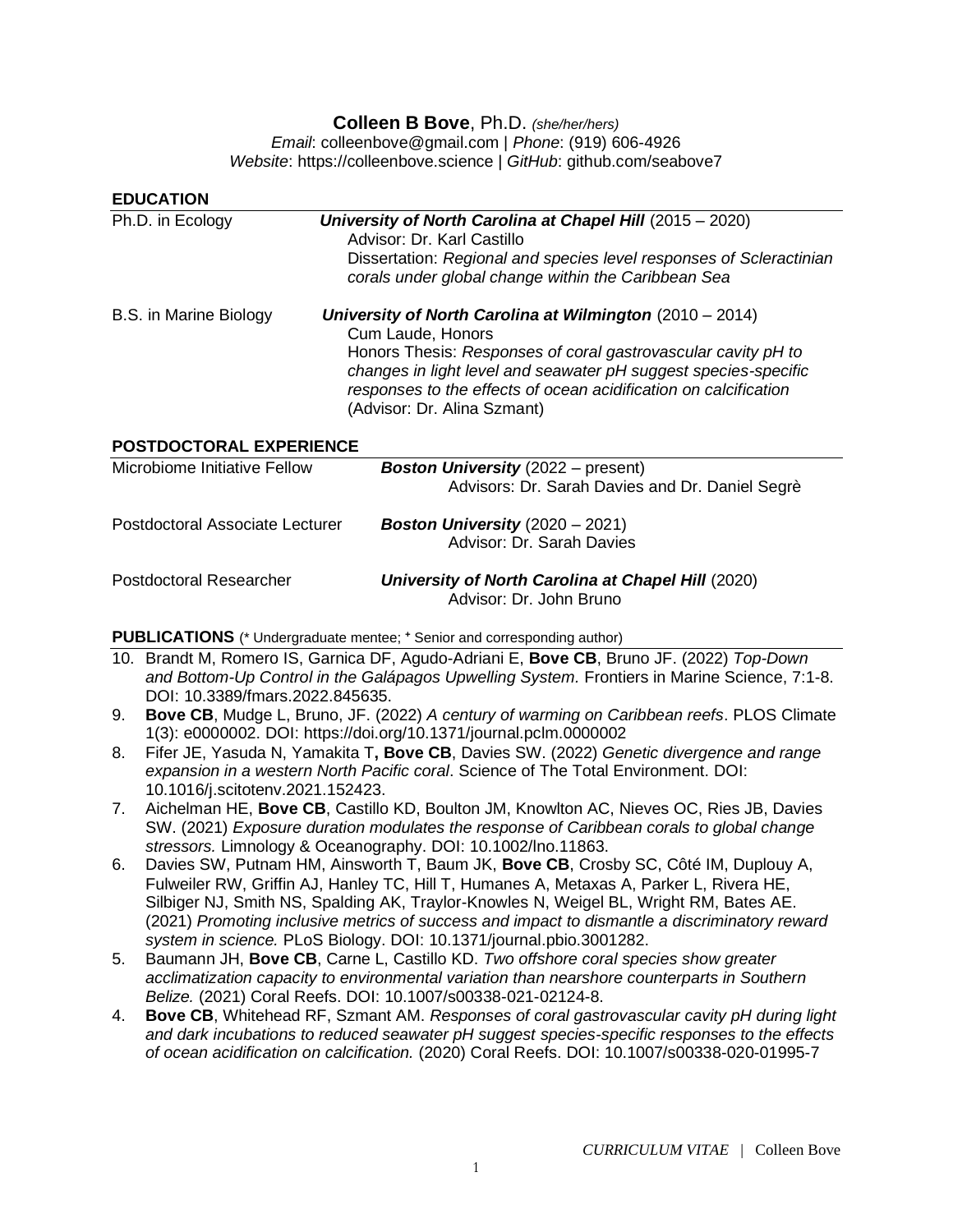# **Colleen B Bove**, Ph.D. *(she/her/hers)*

*Email*: colleenbove@gmail.com | *Phone*: (919) 606-4926
*Website*: https://colleenbove.science | *GitHub*: github.com/seabove7

## EDUCATION

Ph.D. in Ecology — ***University of North Carolina at Chapel Hill*** (2015 – 2020)
Advisor: Dr. Karl Castillo
Dissertation: *Regional and species level responses of Scleractinian corals under global change within the Caribbean Sea*

B.S. in Marine Biology — ***University of North Carolina at Wilmington*** (2010 – 2014)
Cum Laude, Honors
Honors Thesis: *Responses of coral gastrovascular cavity pH to changes in light level and seawater pH suggest species-specific responses to the effects of ocean acidification on calcification*
(Advisor: Dr. Alina Szmant)

## POSTDOCTORAL EXPERIENCE

Microbiome Initiative Fellow — ***Boston University*** (2022 – present)
Advisors: Dr. Sarah Davies and Dr. Daniel Segrè

Postdoctoral Associate Lecturer — ***Boston University*** (2020 – 2021)
Advisor: Dr. Sarah Davies

Postdoctoral Researcher — ***University of North Carolina at Chapel Hill*** (2020)
Advisor: Dr. John Bruno

## PUBLICATIONS (* Undergraduate mentee; ⁺ Senior and corresponding author)

10. Brandt M, Romero IS, Garnica DF, Agudo-Adriani E, **Bove CB**, Bruno JF. (2022) *Top-Down and Bottom-Up Control in the Galápagos Upwelling System.* Frontiers in Marine Science, 7:1-8. DOI: 10.3389/fmars.2022.845635.
9. **Bove CB**, Mudge L, Bruno, JF. (2022) *A century of warming on Caribbean reefs*. PLOS Climate 1(3): e0000002. DOI: https://doi.org/10.1371/journal.pclm.0000002
8. Fifer JE, Yasuda N, Yamakita T**, Bove CB**, Davies SW. (2022) *Genetic divergence and range expansion in a western North Pacific coral*. Science of The Total Environment. DOI: 10.1016/j.scitotenv.2021.152423.
7. Aichelman HE, **Bove CB**, Castillo KD, Boulton JM, Knowlton AC, Nieves OC, Ries JB, Davies SW. (2021) *Exposure duration modulates the response of Caribbean corals to global change stressors.* Limnology & Oceanography. DOI: 10.1002/lno.11863.
6. Davies SW, Putnam HM, Ainsworth T, Baum JK, **Bove CB**, Crosby SC, Côté IM, Duplouy A, Fulweiler RW, Griffin AJ, Hanley TC, Hill T, Humanes A, Metaxas A, Parker L, Rivera HE, Silbiger NJ, Smith NS, Spalding AK, Traylor-Knowles N, Weigel BL, Wright RM, Bates AE. (2021) *Promoting inclusive metrics of success and impact to dismantle a discriminatory reward system in science.* PLoS Biology. DOI: 10.1371/journal.pbio.3001282.
5. Baumann JH, **Bove CB**, Carne L, Castillo KD. *Two offshore coral species show greater acclimatization capacity to environmental variation than nearshore counterparts in Southern Belize.* (2021) Coral Reefs. DOI: 10.1007/s00338-021-02124-8.
4. **Bove CB**, Whitehead RF, Szmant AM. *Responses of coral gastrovascular cavity pH during light and dark incubations to reduced seawater pH suggest species-specific responses to the effects of ocean acidification on calcification.* (2020) Coral Reefs. DOI: 10.1007/s00338-020-01995-7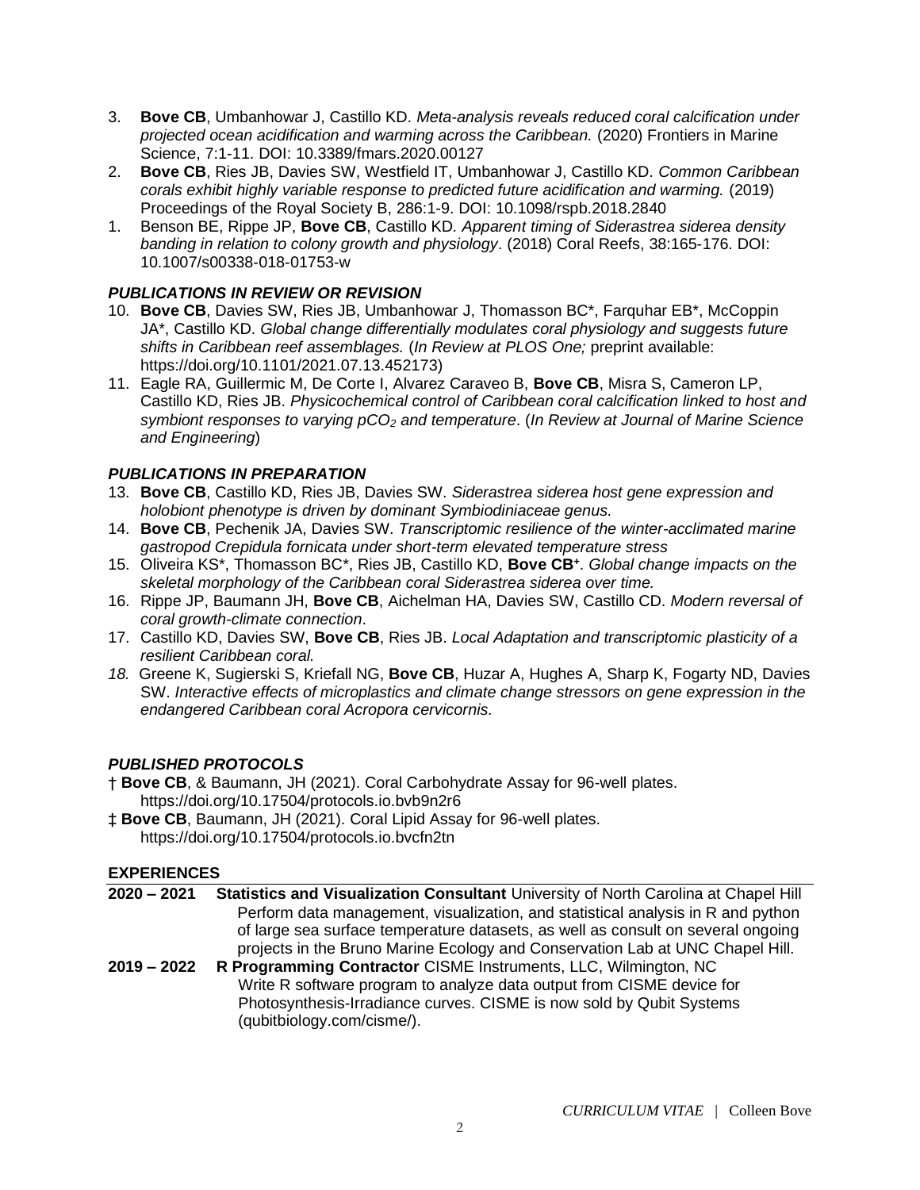3. **Bove CB**, Umbanhowar J, Castillo KD. *Meta-analysis reveals reduced coral calcification under projected ocean acidification and warming across the Caribbean.* (2020) Frontiers in Marine Science, 7:1-11. DOI: 10.3389/fmars.2020.00127
2. **Bove CB**, Ries JB, Davies SW, Westfield IT, Umbanhowar J, Castillo KD. *Common Caribbean corals exhibit highly variable response to predicted future acidification and warming.* (2019) Proceedings of the Royal Society B, 286:1-9. DOI: 10.1098/rspb.2018.2840
1. Benson BE, Rippe JP, **Bove CB**, Castillo KD. *Apparent timing of Siderastrea siderea density banding in relation to colony growth and physiology*. (2018) Coral Reefs, 38:165-176. DOI: 10.1007/s00338-018-01753-w

### *PUBLICATIONS IN REVIEW OR REVISION*

10. **Bove CB**, Davies SW, Ries JB, Umbanhowar J, Thomasson BC*, Farquhar EB*, McCoppin JA*, Castillo KD. *Global change differentially modulates coral physiology and suggests future shifts in Caribbean reef assemblages.* (*In Review at PLOS One;* preprint available: https://doi.org/10.1101/2021.07.13.452173)
11. Eagle RA, Guillermic M, De Corte I, Alvarez Caraveo B, **Bove CB**, Misra S, Cameron LP, Castillo KD, Ries JB. *Physicochemical control of Caribbean coral calcification linked to host and symbiont responses to varying $pCO_2$ and temperature*. (*In Review at Journal of Marine Science and Engineering*)

### *PUBLICATIONS IN PREPARATION*

13. **Bove CB**, Castillo KD, Ries JB, Davies SW. *Siderastrea siderea host gene expression and holobiont phenotype is driven by dominant Symbiodiniaceae genus.*
14. **Bove CB**, Pechenik JA, Davies SW. *Transcriptomic resilience of the winter-acclimated marine gastropod Crepidula fornicata under short-term elevated temperature stress*
15. Oliveira KS*, Thomasson BC*, Ries JB, Castillo KD, **Bove CB+**. *Global change impacts on the skeletal morphology of the Caribbean coral Siderastrea siderea over time.*
16. Rippe JP, Baumann JH, **Bove CB**, Aichelman HA, Davies SW, Castillo CD. *Modern reversal of coral growth-climate connection*.
17. Castillo KD, Davies SW, **Bove CB**, Ries JB. *Local Adaptation and transcriptomic plasticity of a resilient Caribbean coral.*
18. Greene K, Sugierski S, Kriefall NG, **Bove CB**, Huzar A, Hughes A, Sharp K, Fogarty ND, Davies SW. *Interactive effects of microplastics and climate change stressors on gene expression in the endangered Caribbean coral Acropora cervicornis.*

### *PUBLISHED PROTOCOLS*

† **Bove CB**, & Baumann, JH (2021). Coral Carbohydrate Assay for 96-well plates. https://doi.org/10.17504/protocols.io.bvb9n2r6

‡ **Bove CB**, Baumann, JH (2021). Coral Lipid Assay for 96-well plates. https://doi.org/10.17504/protocols.io.bvcfn2tn

## EXPERIENCES

**2020 – 2021** **Statistics and Visualization Consultant** University of North Carolina at Chapel Hill
Perform data management, visualization, and statistical analysis in R and python of large sea surface temperature datasets, as well as consult on several ongoing projects in the Bruno Marine Ecology and Conservation Lab at UNC Chapel Hill.

**2019 – 2022** **R Programming Contractor** CISME Instruments, LLC, Wilmington, NC
Write R software program to analyze data output from CISME device for Photosynthesis-Irradiance curves. CISME is now sold by Qubit Systems (qubitbiology.com/cisme/).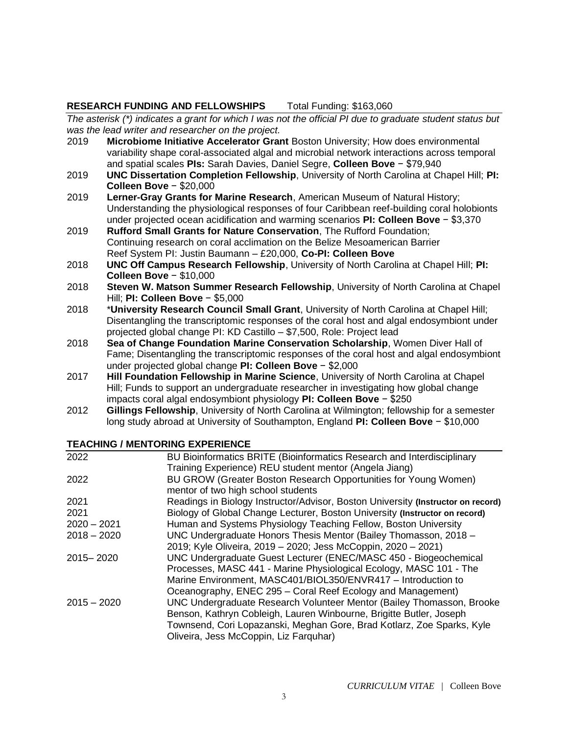## RESEARCH FUNDING AND FELLOWSHIPS    Total Funding: $163,060

*The asterisk (*) indicates a grant for which I was not the official PI due to graduate student status but was the lead writer and researcher on the project.*

2019 **Microbiome Initiative Accelerator Grant** Boston University; How does environmental variability shape coral-associated algal and microbial network interactions across temporal and spatial scales **PIs:** Sarah Davies, Daniel Segre, **Colleen Bove** − $79,940

2019 **UNC Dissertation Completion Fellowship**, University of North Carolina at Chapel Hill; **PI: Colleen Bove** − $20,000

2019 **Lerner-Gray Grants for Marine Research**, American Museum of Natural History; Understanding the physiological responses of four Caribbean reef-building coral holobionts under projected ocean acidification and warming scenarios **PI: Colleen Bove** − $3,370

2019 **Rufford Small Grants for Nature Conservation**, The Rufford Foundation; Continuing research on coral acclimation on the Belize Mesoamerican Barrier Reef System PI: Justin Baumann – £20,000, **Co-PI: Colleen Bove**

2018 **UNC Off Campus Research Fellowship**, University of North Carolina at Chapel Hill; **PI: Colleen Bove** − $10,000

2018 **Steven W. Matson Summer Research Fellowship**, University of North Carolina at Chapel Hill; **PI: Colleen Bove** − $5,000

2018 ***University Research Council Small Grant**, University of North Carolina at Chapel Hill; Disentangling the transcriptomic responses of the coral host and algal endosymbiont under projected global change PI: KD Castillo – $7,500, Role: Project lead

2018 **Sea of Change Foundation Marine Conservation Scholarship**, Women Diver Hall of Fame; Disentangling the transcriptomic responses of the coral host and algal endosymbiont under projected global change **PI: Colleen Bove** − $2,000

2017 **Hill Foundation Fellowship in Marine Science**, University of North Carolina at Chapel Hill; Funds to support an undergraduate researcher in investigating how global change impacts coral algal endosymbiont physiology **PI: Colleen Bove** − $250

2012 **Gillings Fellowship**, University of North Carolina at Wilmington; fellowship for a semester long study abroad at University of Southampton, England **PI: Colleen Bove** − $10,000

## TEACHING / MENTORING EXPERIENCE

| | |
|---|---|
| 2022 | BU Bioinformatics BRITE (Bioinformatics Research and Interdisciplinary Training Experience) REU student mentor (Angela Jiang) |
| 2022 | BU GROW (Greater Boston Research Opportunities for Young Women) mentor of two high school students |
| 2021 | Readings in Biology Instructor/Advisor, Boston University **(Instructor on record)** |
| 2021 | Biology of Global Change Lecturer, Boston University **(Instructor on record)** |
| 2020 – 2021 | Human and Systems Physiology Teaching Fellow, Boston University |
| 2018 – 2020 | UNC Undergraduate Honors Thesis Mentor (Bailey Thomasson, 2018 – 2019; Kyle Oliveira, 2019 – 2020; Jess McCoppin, 2020 – 2021) |
| 2015– 2020 | UNC Undergraduate Guest Lecturer (ENEC/MASC 450 - Biogeochemical Processes, MASC 441 - Marine Physiological Ecology, MASC 101 - The Marine Environment, MASC401/BIOL350/ENVR417 – Introduction to Oceanography, ENEC 295 – Coral Reef Ecology and Management) |
| 2015 – 2020 | UNC Undergraduate Research Volunteer Mentor (Bailey Thomasson, Brooke Benson, Kathryn Cobleigh, Lauren Winbourne, Brigitte Butler, Joseph Townsend, Cori Lopazanski, Meghan Gore, Brad Kotlarz, Zoe Sparks, Kyle Oliveira, Jess McCoppin, Liz Farquhar) |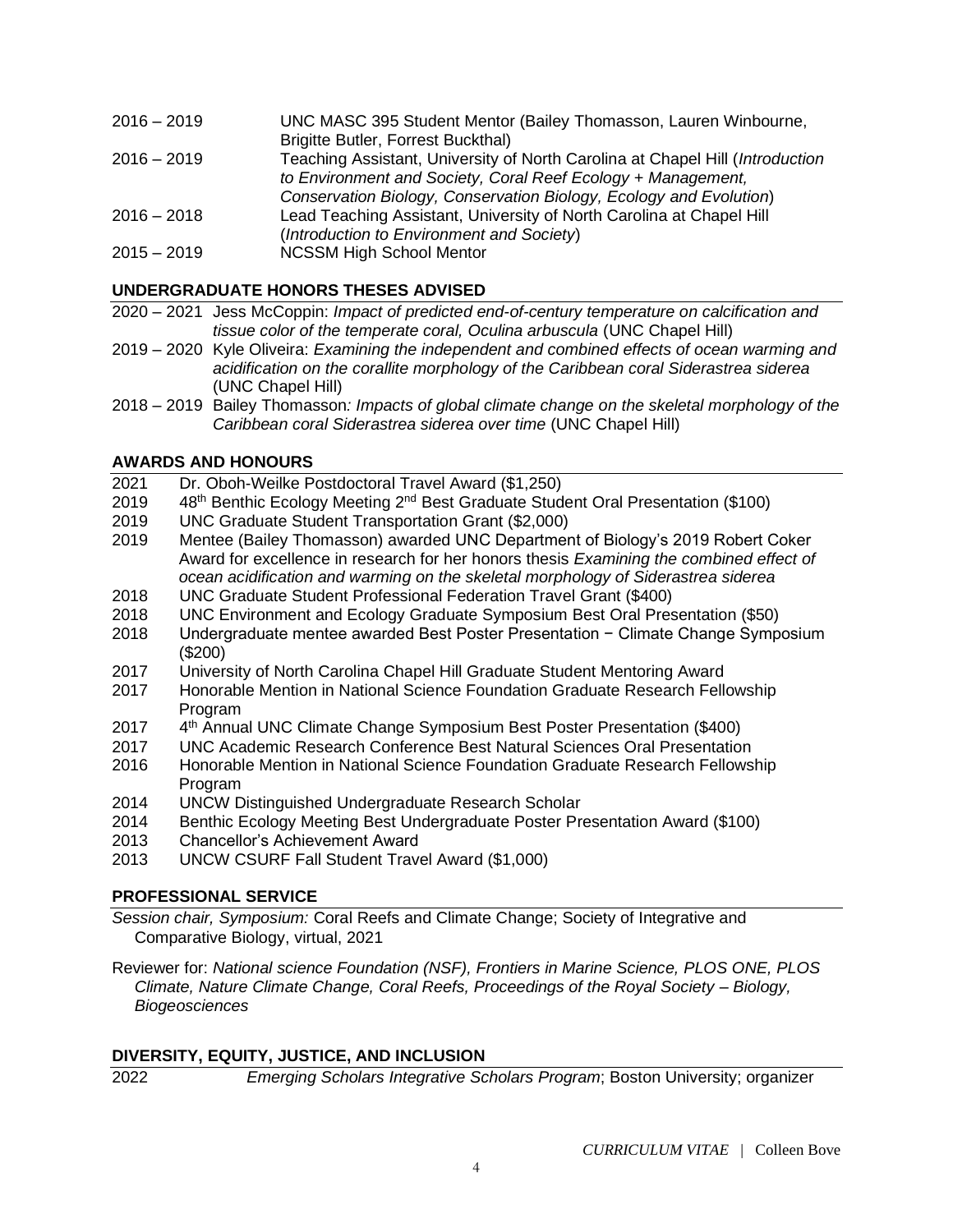2016 – 2019 UNC MASC 395 Student Mentor (Bailey Thomasson, Lauren Winbourne, Brigitte Butler, Forrest Buckthal)

2016 – 2019 Teaching Assistant, University of North Carolina at Chapel Hill (*Introduction to Environment and Society, Coral Reef Ecology + Management, Conservation Biology, Conservation Biology, Ecology and Evolution*)

2016 – 2018 Lead Teaching Assistant, University of North Carolina at Chapel Hill (*Introduction to Environment and Society*)

2015 – 2019 NCSSM High School Mentor

## UNDERGRADUATE HONORS THESES ADVISED

2020 – 2021 Jess McCoppin: *Impact of predicted end-of-century temperature on calcification and tissue color of the temperate coral, Oculina arbuscula* (UNC Chapel Hill)

2019 – 2020 Kyle Oliveira: *Examining the independent and combined effects of ocean warming and acidification on the corallite morphology of the Caribbean coral Siderastrea siderea* (UNC Chapel Hill)

2018 – 2019 Bailey Thomasson*: Impacts of global climate change on the skeletal morphology of the Caribbean coral Siderastrea siderea over time* (UNC Chapel Hill)

## AWARDS AND HONOURS

2021 Dr. Oboh-Weilke Postdoctoral Travel Award ($1,250)

2019 48th Benthic Ecology Meeting 2nd Best Graduate Student Oral Presentation ($100)

2019 UNC Graduate Student Transportation Grant ($2,000)

2019 Mentee (Bailey Thomasson) awarded UNC Department of Biology's 2019 Robert Coker Award for excellence in research for her honors thesis *Examining the combined effect of ocean acidification and warming on the skeletal morphology of Siderastrea siderea*

2018 UNC Graduate Student Professional Federation Travel Grant ($400)

2018 UNC Environment and Ecology Graduate Symposium Best Oral Presentation ($50)

2018 Undergraduate mentee awarded Best Poster Presentation − Climate Change Symposium ($200)

2017 University of North Carolina Chapel Hill Graduate Student Mentoring Award

2017 Honorable Mention in National Science Foundation Graduate Research Fellowship Program

2017 4th Annual UNC Climate Change Symposium Best Poster Presentation ($400)

2017 UNC Academic Research Conference Best Natural Sciences Oral Presentation

2016 Honorable Mention in National Science Foundation Graduate Research Fellowship Program

2014 UNCW Distinguished Undergraduate Research Scholar

2014 Benthic Ecology Meeting Best Undergraduate Poster Presentation Award ($100)

2013 Chancellor's Achievement Award

2013 UNCW CSURF Fall Student Travel Award ($1,000)

## PROFESSIONAL SERVICE

*Session chair, Symposium:* Coral Reefs and Climate Change; Society of Integrative and Comparative Biology, virtual, 2021

Reviewer for: *National science Foundation (NSF), Frontiers in Marine Science, PLOS ONE, PLOS Climate, Nature Climate Change, Coral Reefs, Proceedings of the Royal Society – Biology, Biogeosciences*

## DIVERSITY, EQUITY, JUSTICE, AND INCLUSION

2022 *Emerging Scholars Integrative Scholars Program*; Boston University; organizer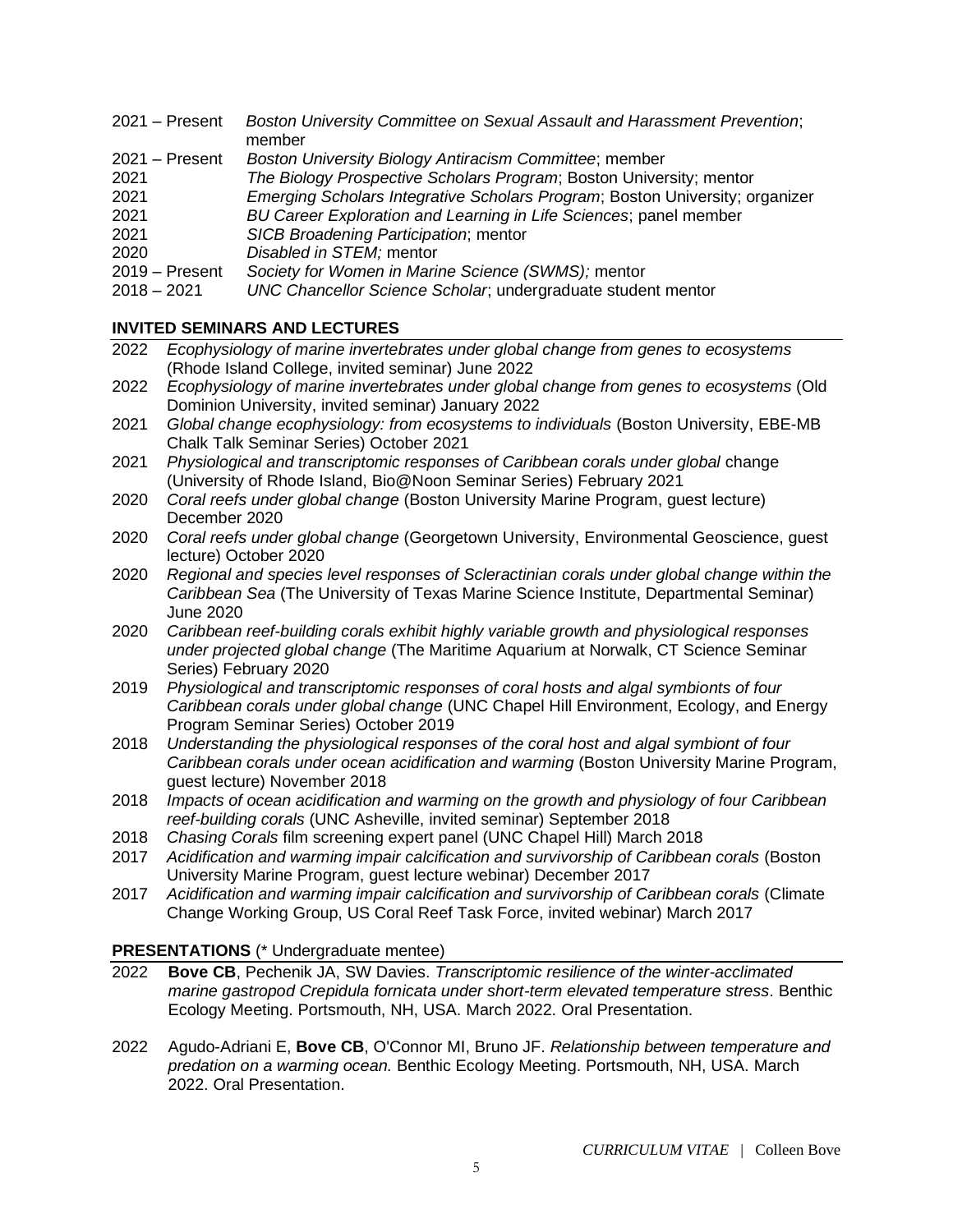2021 – Present *Boston University Committee on Sexual Assault and Harassment Prevention*; member
2021 – Present *Boston University Biology Antiracism Committee*; member
2021 *The Biology Prospective Scholars Program*; Boston University; mentor
2021 *Emerging Scholars Integrative Scholars Program*; Boston University; organizer
2021 *BU Career Exploration and Learning in Life Sciences*; panel member
2021 *SICB Broadening Participation*; mentor
2020 *Disabled in STEM;* mentor
2019 – Present *Society for Women in Marine Science (SWMS);* mentor
2018 – 2021 *UNC Chancellor Science Scholar*; undergraduate student mentor

## INVITED SEMINARS AND LECTURES

2022 *Ecophysiology of marine invertebrates under global change from genes to ecosystems* (Rhode Island College, invited seminar) June 2022

2022 *Ecophysiology of marine invertebrates under global change from genes to ecosystems* (Old Dominion University, invited seminar) January 2022

2021 *Global change ecophysiology: from ecosystems to individuals* (Boston University, EBE-MB Chalk Talk Seminar Series) October 2021

2021 *Physiological and transcriptomic responses of Caribbean corals under global* change (University of Rhode Island, Bio@Noon Seminar Series) February 2021

2020 *Coral reefs under global change* (Boston University Marine Program, guest lecture) December 2020

2020 *Coral reefs under global change* (Georgetown University, Environmental Geoscience, guest lecture) October 2020

2020 *Regional and species level responses of Scleractinian corals under global change within the Caribbean Sea* (The University of Texas Marine Science Institute, Departmental Seminar) June 2020

2020 *Caribbean reef-building corals exhibit highly variable growth and physiological responses under projected global change* (The Maritime Aquarium at Norwalk, CT Science Seminar Series) February 2020

2019 *Physiological and transcriptomic responses of coral hosts and algal symbionts of four Caribbean corals under global change* (UNC Chapel Hill Environment, Ecology, and Energy Program Seminar Series) October 2019

2018 *Understanding the physiological responses of the coral host and algal symbiont of four Caribbean corals under ocean acidification and warming* (Boston University Marine Program, guest lecture) November 2018

2018 *Impacts of ocean acidification and warming on the growth and physiology of four Caribbean reef-building corals* (UNC Asheville, invited seminar) September 2018

2018 *Chasing Corals* film screening expert panel (UNC Chapel Hill) March 2018

2017 *Acidification and warming impair calcification and survivorship of Caribbean corals* (Boston University Marine Program, guest lecture webinar) December 2017

2017 *Acidification and warming impair calcification and survivorship of Caribbean corals* (Climate Change Working Group, US Coral Reef Task Force, invited webinar) March 2017

## PRESENTATIONS (* Undergraduate mentee)

2022 **Bove CB**, Pechenik JA, SW Davies. *Transcriptomic resilience of the winter-acclimated marine gastropod Crepidula fornicata under short-term elevated temperature stress*. Benthic Ecology Meeting. Portsmouth, NH, USA. March 2022. Oral Presentation.

2022 Agudo-Adriani E, **Bove CB**, O'Connor MI, Bruno JF. *Relationship between temperature and predation on a warming ocean.* Benthic Ecology Meeting. Portsmouth, NH, USA. March 2022. Oral Presentation.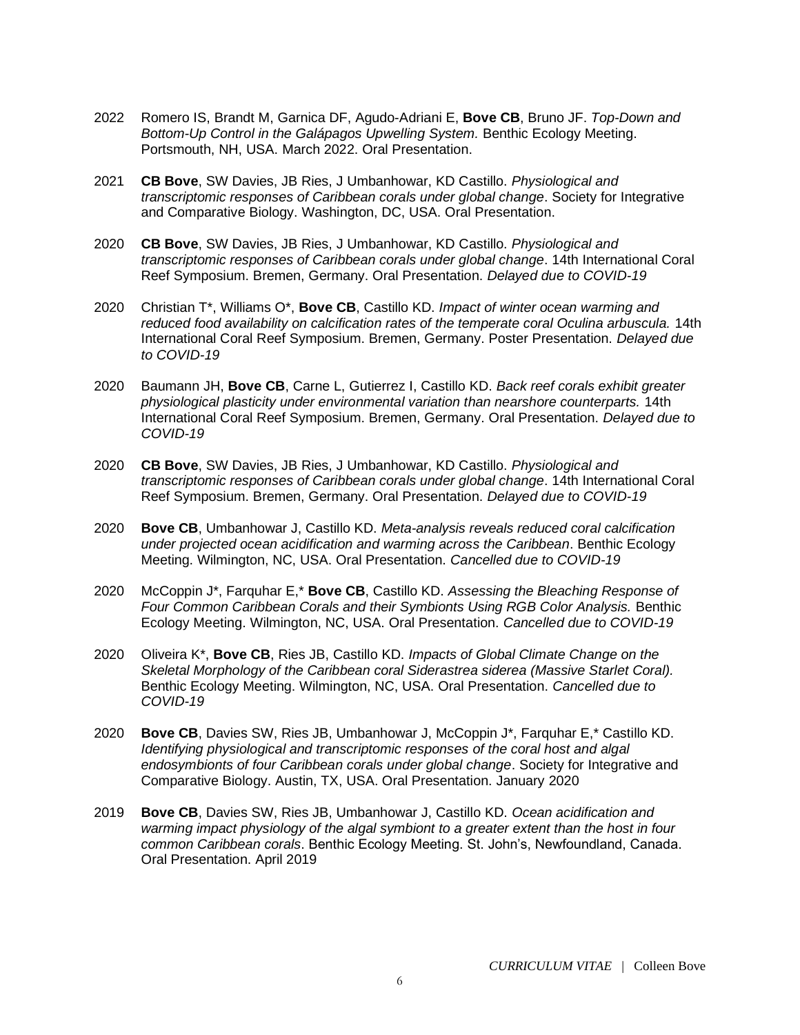2022 Romero IS, Brandt M, Garnica DF, Agudo-Adriani E, **Bove CB**, Bruno JF. *Top-Down and Bottom-Up Control in the Galápagos Upwelling System.* Benthic Ecology Meeting. Portsmouth, NH, USA. March 2022. Oral Presentation.

2021 **CB Bove**, SW Davies, JB Ries, J Umbanhowar, KD Castillo. *Physiological and transcriptomic responses of Caribbean corals under global change*. Society for Integrative and Comparative Biology. Washington, DC, USA. Oral Presentation.

2020 **CB Bove**, SW Davies, JB Ries, J Umbanhowar, KD Castillo. *Physiological and transcriptomic responses of Caribbean corals under global change*. 14th International Coral Reef Symposium. Bremen, Germany. Oral Presentation. *Delayed due to COVID-19*

2020 Christian T*, Williams O*, **Bove CB**, Castillo KD. *Impact of winter ocean warming and reduced food availability on calcification rates of the temperate coral Oculina arbuscula.* 14th International Coral Reef Symposium. Bremen, Germany. Poster Presentation. *Delayed due to COVID-19*

2020 Baumann JH, **Bove CB**, Carne L, Gutierrez I, Castillo KD. *Back reef corals exhibit greater physiological plasticity under environmental variation than nearshore counterparts.* 14th International Coral Reef Symposium. Bremen, Germany. Oral Presentation. *Delayed due to COVID-19*

2020 **CB Bove**, SW Davies, JB Ries, J Umbanhowar, KD Castillo. *Physiological and transcriptomic responses of Caribbean corals under global change*. 14th International Coral Reef Symposium. Bremen, Germany. Oral Presentation. *Delayed due to COVID-19*

2020 **Bove CB**, Umbanhowar J, Castillo KD. *Meta-analysis reveals reduced coral calcification under projected ocean acidification and warming across the Caribbean*. Benthic Ecology Meeting. Wilmington, NC, USA. Oral Presentation. *Cancelled due to COVID-19*

2020 McCoppin J*, Farquhar E,* **Bove CB**, Castillo KD. *Assessing the Bleaching Response of Four Common Caribbean Corals and their Symbionts Using RGB Color Analysis.* Benthic Ecology Meeting. Wilmington, NC, USA. Oral Presentation. *Cancelled due to COVID-19*

2020 Oliveira K*, **Bove CB**, Ries JB, Castillo KD. *Impacts of Global Climate Change on the Skeletal Morphology of the Caribbean coral Siderastrea siderea (Massive Starlet Coral).* Benthic Ecology Meeting. Wilmington, NC, USA. Oral Presentation. *Cancelled due to COVID-19*

2020 **Bove CB**, Davies SW, Ries JB, Umbanhowar J, McCoppin J*, Farquhar E,* Castillo KD. *Identifying physiological and transcriptomic responses of the coral host and algal endosymbionts of four Caribbean corals under global change*. Society for Integrative and Comparative Biology. Austin, TX, USA. Oral Presentation. January 2020

2019 **Bove CB**, Davies SW, Ries JB, Umbanhowar J, Castillo KD. *Ocean acidification and warming impact physiology of the algal symbiont to a greater extent than the host in four common Caribbean corals*. Benthic Ecology Meeting. St. John's, Newfoundland, Canada. Oral Presentation. April 2019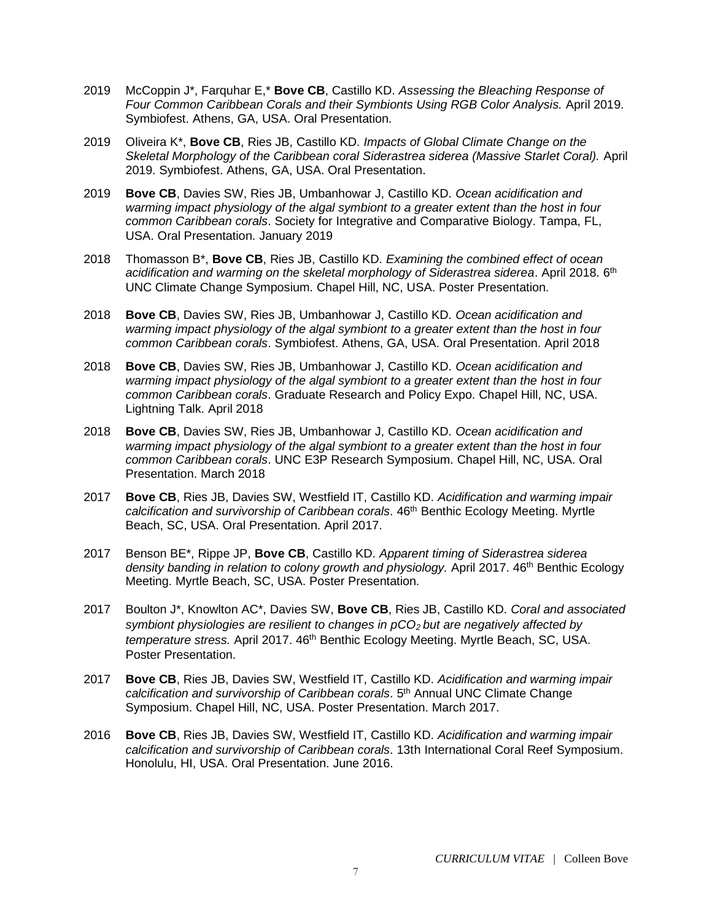2019 McCoppin J*, Farquhar E,* **Bove CB**, Castillo KD. *Assessing the Bleaching Response of Four Common Caribbean Corals and their Symbionts Using RGB Color Analysis.* April 2019. Symbiofest. Athens, GA, USA. Oral Presentation.

2019 Oliveira K*, **Bove CB**, Ries JB, Castillo KD. *Impacts of Global Climate Change on the Skeletal Morphology of the Caribbean coral Siderastrea siderea (Massive Starlet Coral).* April 2019. Symbiofest. Athens, GA, USA. Oral Presentation.

2019 **Bove CB**, Davies SW, Ries JB, Umbanhowar J, Castillo KD. *Ocean acidification and warming impact physiology of the algal symbiont to a greater extent than the host in four common Caribbean corals*. Society for Integrative and Comparative Biology. Tampa, FL, USA. Oral Presentation. January 2019

2018 Thomasson B*, **Bove CB**, Ries JB, Castillo KD. *Examining the combined effect of ocean acidification and warming on the skeletal morphology of Siderastrea siderea*. April 2018. 6th UNC Climate Change Symposium. Chapel Hill, NC, USA. Poster Presentation.

2018 **Bove CB**, Davies SW, Ries JB, Umbanhowar J, Castillo KD. *Ocean acidification and warming impact physiology of the algal symbiont to a greater extent than the host in four common Caribbean corals*. Symbiofest. Athens, GA, USA. Oral Presentation. April 2018

2018 **Bove CB**, Davies SW, Ries JB, Umbanhowar J, Castillo KD. *Ocean acidification and warming impact physiology of the algal symbiont to a greater extent than the host in four common Caribbean corals*. Graduate Research and Policy Expo. Chapel Hill, NC, USA. Lightning Talk. April 2018

2018 **Bove CB**, Davies SW, Ries JB, Umbanhowar J, Castillo KD. *Ocean acidification and warming impact physiology of the algal symbiont to a greater extent than the host in four common Caribbean corals*. UNC E3P Research Symposium. Chapel Hill, NC, USA. Oral Presentation. March 2018

2017 **Bove CB**, Ries JB, Davies SW, Westfield IT, Castillo KD. *Acidification and warming impair calcification and survivorship of Caribbean corals*. 46th Benthic Ecology Meeting. Myrtle Beach, SC, USA. Oral Presentation. April 2017.

2017 Benson BE*, Rippe JP, **Bove CB**, Castillo KD. *Apparent timing of Siderastrea siderea density banding in relation to colony growth and physiology.* April 2017. 46th Benthic Ecology Meeting. Myrtle Beach, SC, USA. Poster Presentation.

2017 Boulton J*, Knowlton AC*, Davies SW, **Bove CB**, Ries JB, Castillo KD. *Coral and associated symbiont physiologies are resilient to changes in $pCO_2$ but are negatively affected by temperature stress.* April 2017. 46th Benthic Ecology Meeting. Myrtle Beach, SC, USA. Poster Presentation.

2017 **Bove CB**, Ries JB, Davies SW, Westfield IT, Castillo KD. *Acidification and warming impair calcification and survivorship of Caribbean corals*. 5th Annual UNC Climate Change Symposium. Chapel Hill, NC, USA. Poster Presentation. March 2017.

2016 **Bove CB**, Ries JB, Davies SW, Westfield IT, Castillo KD. *Acidification and warming impair calcification and survivorship of Caribbean corals*. 13th International Coral Reef Symposium. Honolulu, HI, USA. Oral Presentation. June 2016.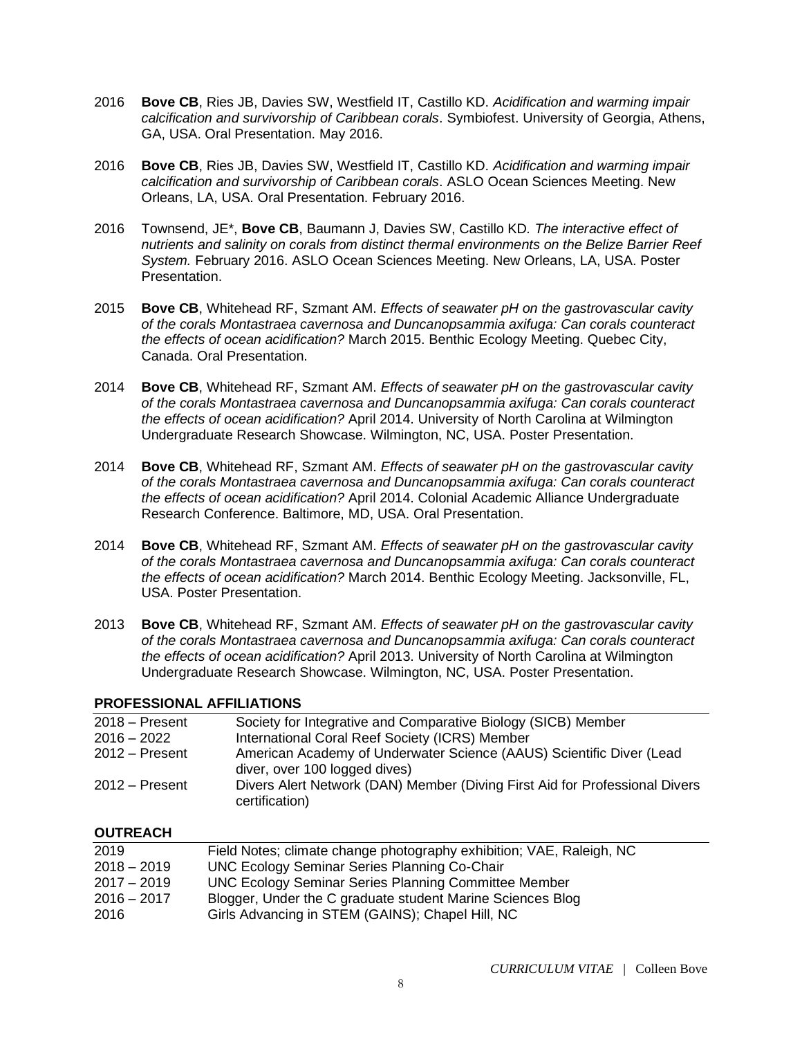2016 **Bove CB**, Ries JB, Davies SW, Westfield IT, Castillo KD. *Acidification and warming impair calcification and survivorship of Caribbean corals*. Symbiofest. University of Georgia, Athens, GA, USA. Oral Presentation. May 2016.

2016 **Bove CB**, Ries JB, Davies SW, Westfield IT, Castillo KD. *Acidification and warming impair calcification and survivorship of Caribbean corals*. ASLO Ocean Sciences Meeting. New Orleans, LA, USA. Oral Presentation. February 2016.

2016 Townsend, JE*, **Bove CB**, Baumann J, Davies SW, Castillo KD*. The interactive effect of nutrients and salinity on corals from distinct thermal environments on the Belize Barrier Reef System.* February 2016. ASLO Ocean Sciences Meeting. New Orleans, LA, USA. Poster Presentation.

2015 **Bove CB**, Whitehead RF, Szmant AM. *Effects of seawater pH on the gastrovascular cavity of the corals Montastraea cavernosa and Duncanopsammia axifuga: Can corals counteract the effects of ocean acidification?* March 2015. Benthic Ecology Meeting. Quebec City, Canada. Oral Presentation.

2014 **Bove CB**, Whitehead RF, Szmant AM. *Effects of seawater pH on the gastrovascular cavity of the corals Montastraea cavernosa and Duncanopsammia axifuga: Can corals counteract the effects of ocean acidification?* April 2014. University of North Carolina at Wilmington Undergraduate Research Showcase. Wilmington, NC, USA. Poster Presentation.

2014 **Bove CB**, Whitehead RF, Szmant AM. *Effects of seawater pH on the gastrovascular cavity of the corals Montastraea cavernosa and Duncanopsammia axifuga: Can corals counteract the effects of ocean acidification?* April 2014. Colonial Academic Alliance Undergraduate Research Conference. Baltimore, MD, USA. Oral Presentation.

2014 **Bove CB**, Whitehead RF, Szmant AM. *Effects of seawater pH on the gastrovascular cavity of the corals Montastraea cavernosa and Duncanopsammia axifuga: Can corals counteract the effects of ocean acidification?* March 2014. Benthic Ecology Meeting. Jacksonville, FL, USA. Poster Presentation.

2013 **Bove CB**, Whitehead RF, Szmant AM. *Effects of seawater pH on the gastrovascular cavity of the corals Montastraea cavernosa and Duncanopsammia axifuga: Can corals counteract the effects of ocean acidification?* April 2013. University of North Carolina at Wilmington Undergraduate Research Showcase. Wilmington, NC, USA. Poster Presentation.

## PROFESSIONAL AFFILIATIONS

| | |
|---|---|
| 2018 – Present | Society for Integrative and Comparative Biology (SICB) Member |
| 2016 – 2022 | International Coral Reef Society (ICRS) Member |
| 2012 – Present | American Academy of Underwater Science (AAUS) Scientific Diver (Lead diver, over 100 logged dives) |
| 2012 – Present | Divers Alert Network (DAN) Member (Diving First Aid for Professional Divers certification) |

## OUTREACH

| | |
|---|---|
| 2019 | Field Notes; climate change photography exhibition; VAE, Raleigh, NC |
| 2018 – 2019 | UNC Ecology Seminar Series Planning Co-Chair |
| 2017 – 2019 | UNC Ecology Seminar Series Planning Committee Member |
| 2016 – 2017 | Blogger, Under the C graduate student Marine Sciences Blog |
| 2016 | Girls Advancing in STEM (GAINS); Chapel Hill, NC |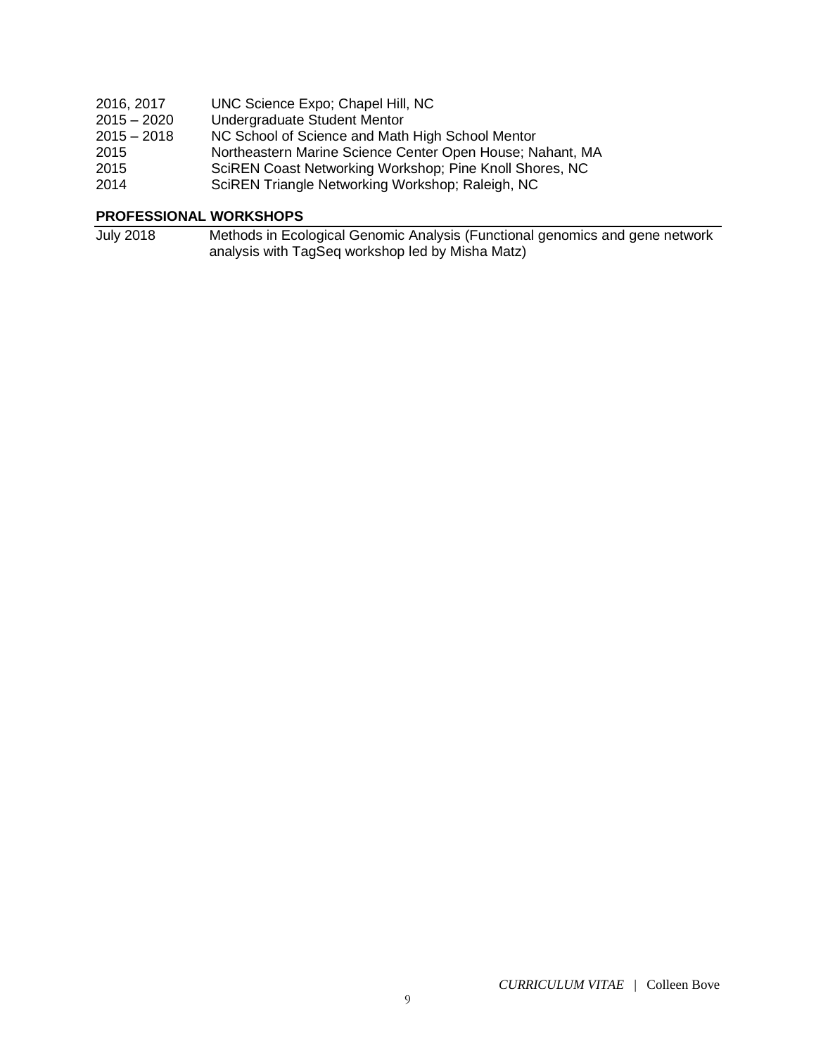2016, 2017 UNC Science Expo; Chapel Hill, NC
2015 – 2020 Undergraduate Student Mentor
2015 – 2018 NC School of Science and Math High School Mentor
2015 Northeastern Marine Science Center Open House; Nahant, MA
2015 SciREN Coast Networking Workshop; Pine Knoll Shores, NC
2014 SciREN Triangle Networking Workshop; Raleigh, NC

## PROFESSIONAL WORKSHOPS

July 2018 Methods in Ecological Genomic Analysis (Functional genomics and gene network analysis with TagSeq workshop led by Misha Matz)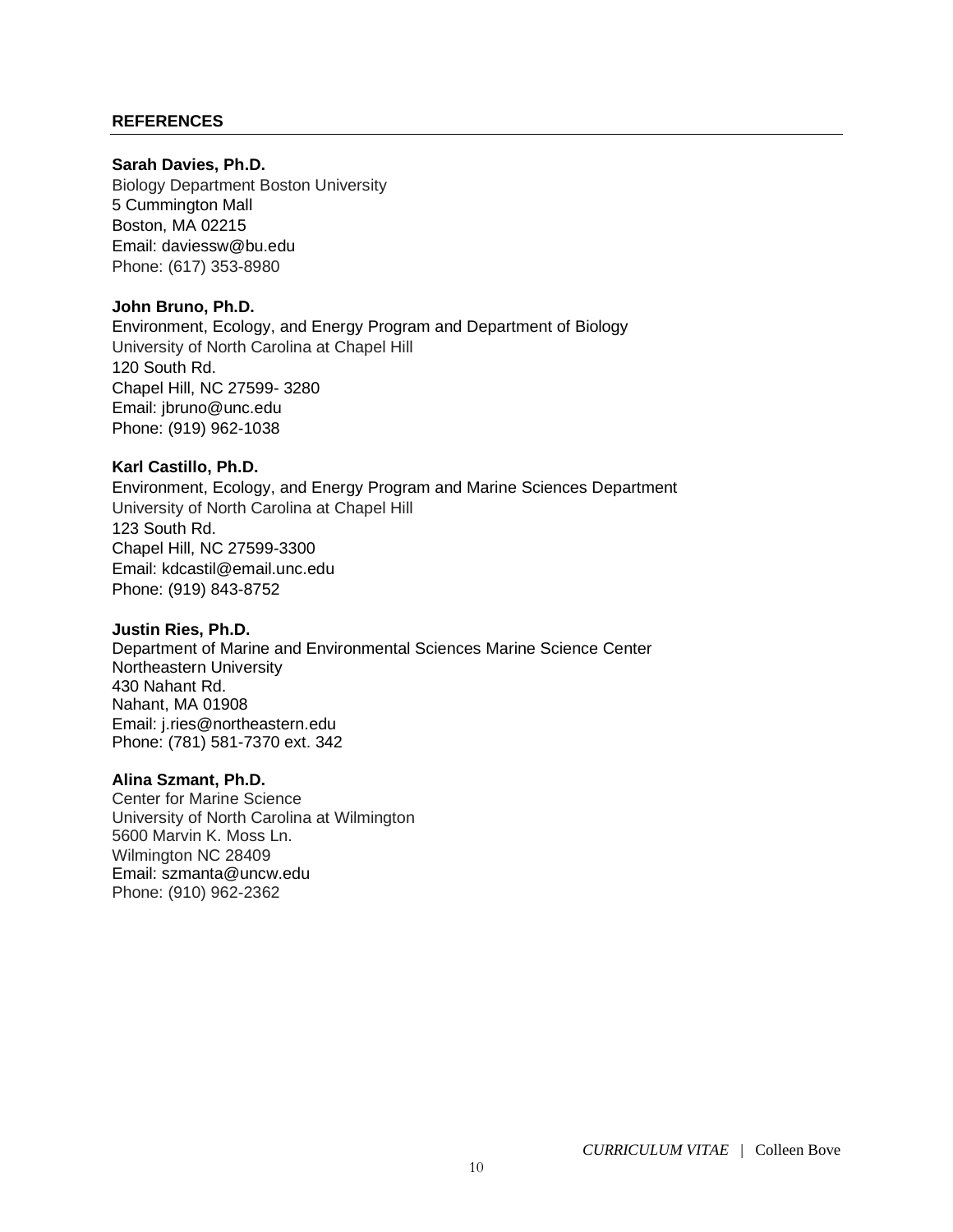## REFERENCES

**Sarah Davies, Ph.D.**
Biology Department Boston University
5 Cummington Mall
Boston, MA 02215
Email: daviessw@bu.edu
Phone: (617) 353-8980

**John Bruno, Ph.D.**
Environment, Ecology, and Energy Program and Department of Biology
University of North Carolina at Chapel Hill
120 South Rd.
Chapel Hill, NC 27599- 3280
Email: jbruno@unc.edu
Phone: (919) 962-1038

**Karl Castillo, Ph.D.**
Environment, Ecology, and Energy Program and Marine Sciences Department
University of North Carolina at Chapel Hill
123 South Rd.
Chapel Hill, NC 27599-3300
Email: kdcastil@email.unc.edu
Phone: (919) 843-8752

**Justin Ries, Ph.D.**
Department of Marine and Environmental Sciences Marine Science Center
Northeastern University
430 Nahant Rd.
Nahant, MA 01908
Email: j.ries@northeastern.edu
Phone: (781) 581-7370 ext. 342

**Alina Szmant, Ph.D.**
Center for Marine Science
University of North Carolina at Wilmington
5600 Marvin K. Moss Ln.
Wilmington NC 28409
Email: szmanta@uncw.edu
Phone: (910) 962-2362